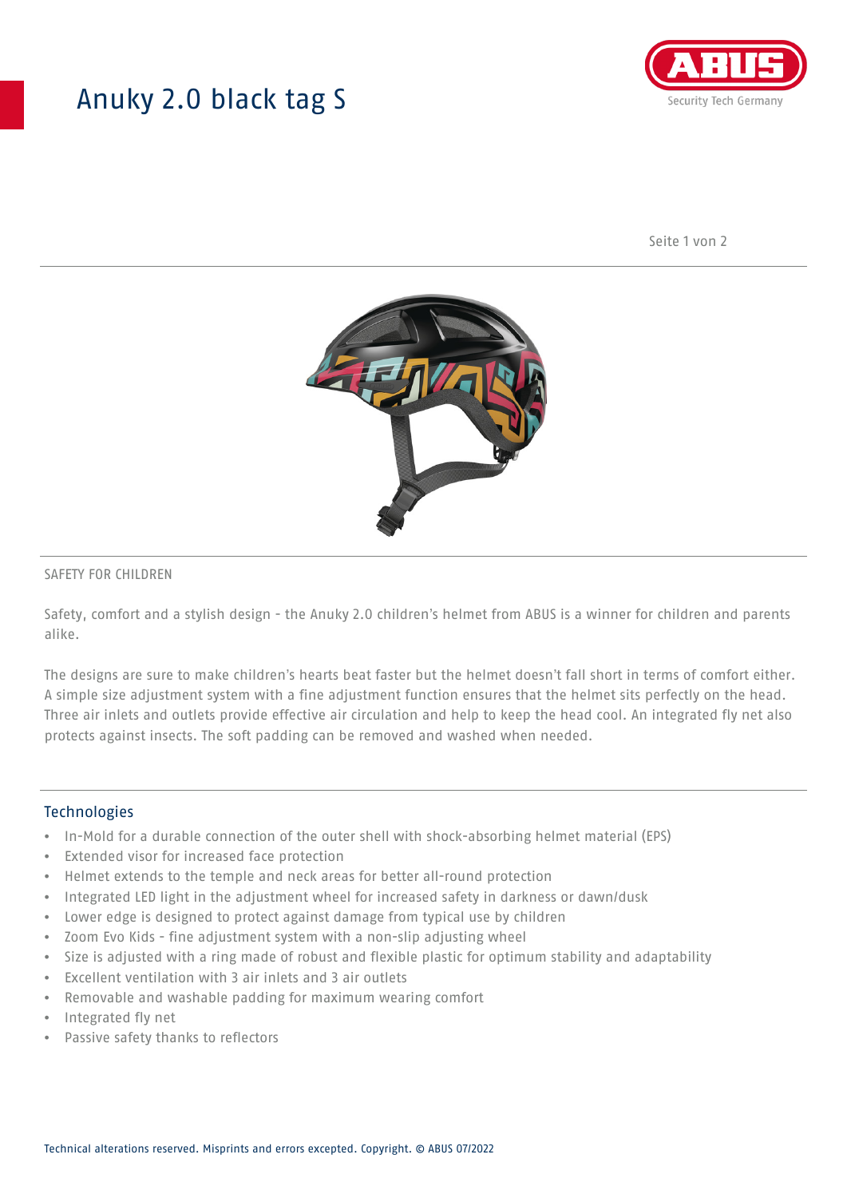# Anuky 2.0 black tag S

SAFETY FOR CHILDREN

Safety, comfort and a stylish design - the Anuky 2.0 children's helmet from ABUS is a winner for children and parents alike.

The designs are sure to make children's hearts beat faster but the helmet doesn't fall short in terms of comfort either. A simple size adjustment system with a fine adjustment function ensures that the helmet sits perfectly on the head. Three air inlets and outlets provide effective air circulation and help to keep the head cool. An integrated fly net also protects against insects. The soft padding can be removed and washed when needed.

## Technologies

- In-Mold for a durable connection of the outer shell with shock-absorbing helmet material (EPS)
- Extended visor for increased face protection
- Helmet extends to the temple and neck areas for better all-round protection
- Integrated LED light in the adjustment wheel for increased safety in darkness or dawn/dusk
- Lower edge is designed to protect against damage from typical use by children
- Zoom Evo Kids - fine adjustment system with a non-slip adjusting wheel
- Size is adjusted with a ring made of robust and flexible plastic for optimum stability and adaptability
- Excellent ventilation with 3 air inlets and 3 air outlets
- Removable and washable padding for maximum wearing comfort
- Integrated fly net
- Passive safety thanks to reflectors

Technical alterations reserved. Misprints and errors excepted. Copyright. © ABUS 07/2022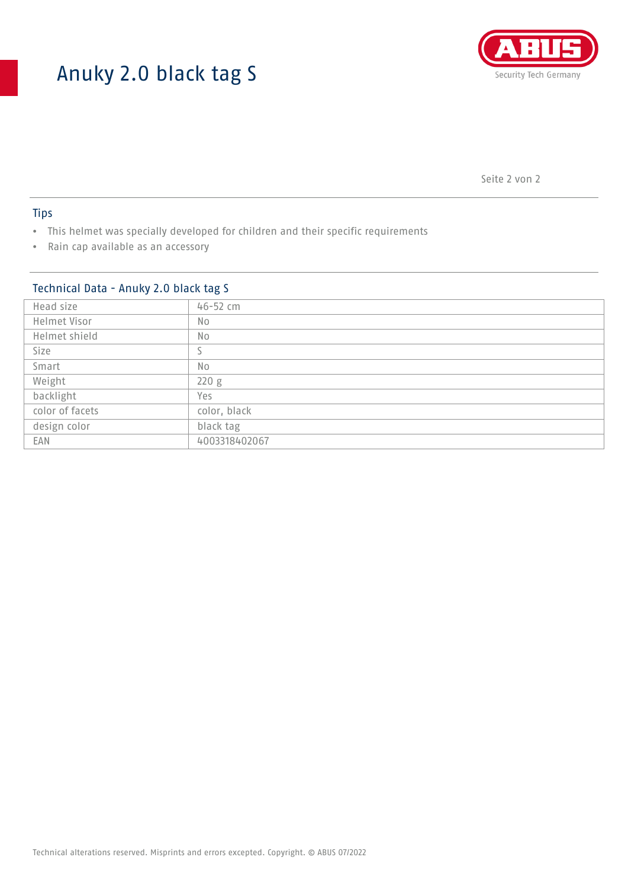# Anuky 2.0 black tag S

## Tips

- This helmet was specially developed for children and their specific requirements
- Rain cap available as an accessory

## Technical Data - Anuky 2.0 black tag S

| | |
|---|---|
| Head size | 46-52 cm |
| Helmet Visor | No |
| Helmet shield | No |
| Size | S |
| Smart | No |
| Weight | 220 g |
| backlight | Yes |
| color of facets | color, black |
| design color | black tag |
| EAN | 4003318402067 |

Technical alterations reserved. Misprints and errors excepted. Copyright. © ABUS 07/2022